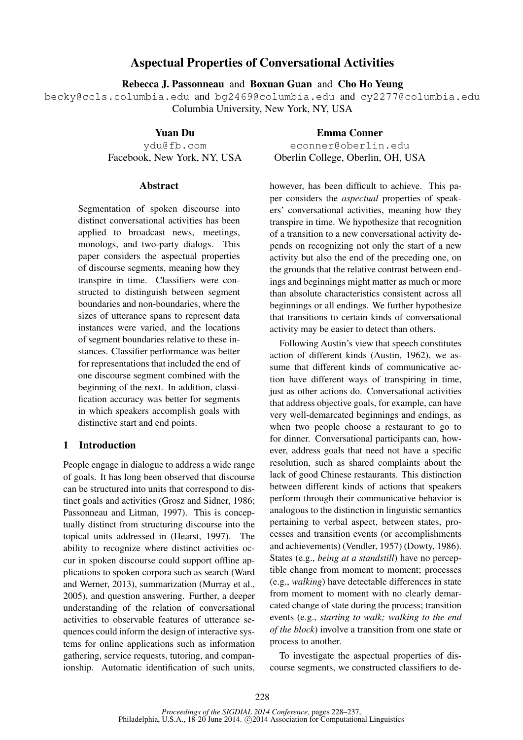# Aspectual Properties of Conversational Activities

**Rebecca J. Passonneau** and **Boxuan Guan** and **Cho Ho Yeung**
becky@ccls.columbia.edu and bg2469@columbia.edu and cy2277@columbia.edu
Columbia University, New York, NY, USA

**Yuan Du**
ydu@fb.com
Facebook, New York, NY, USA

**Emma Conner**
econner@oberlin.edu
Oberlin College, Oberlin, OH, USA

## Abstract

Segmentation of spoken discourse into distinct conversational activities has been applied to broadcast news, meetings, monologs, and two-party dialogs. This paper considers the aspectual properties of discourse segments, meaning how they transpire in time. Classifiers were constructed to distinguish between segment boundaries and non-boundaries, where the sizes of utterance spans to represent data instances were varied, and the locations of segment boundaries relative to these instances. Classifier performance was better for representations that included the end of one discourse segment combined with the beginning of the next. In addition, classification accuracy was better for segments in which speakers accomplish goals with distinctive start and end points.

## 1 Introduction

People engage in dialogue to address a wide range of goals. It has long been observed that discourse can be structured into units that correspond to distinct goals and activities (Grosz and Sidner, 1986; Passonneau and Litman, 1997). This is conceptually distinct from structuring discourse into the topical units addressed in (Hearst, 1997). The ability to recognize where distinct activities occur in spoken discourse could support offline applications to spoken corpora such as search (Ward and Werner, 2013), summarization (Murray et al., 2005), and question answering. Further, a deeper understanding of the relation of conversational activities to observable features of utterance sequences could inform the design of interactive systems for online applications such as information gathering, service requests, tutoring, and companionship. Automatic identification of such units, however, has been difficult to achieve. This paper considers the *aspectual* properties of speakers' conversational activities, meaning how they transpire in time. We hypothesize that recognition of a transition to a new conversational activity depends on recognizing not only the start of a new activity but also the end of the preceding one, on the grounds that the relative contrast between endings and beginnings might matter as much or more than absolute characteristics consistent across all beginnings or all endings. We further hypothesize that transitions to certain kinds of conversational activity may be easier to detect than others.

Following Austin's view that speech constitutes action of different kinds (Austin, 1962), we assume that different kinds of communicative action have different ways of transpiring in time, just as other actions do. Conversational activities that address objective goals, for example, can have very well-demarcated beginnings and endings, as when two people choose a restaurant to go to for dinner. Conversational participants can, however, address goals that need not have a specific resolution, such as shared complaints about the lack of good Chinese restaurants. This distinction between different kinds of actions that speakers perform through their communicative behavior is analogous to the distinction in linguistic semantics pertaining to verbal aspect, between states, processes and transition events (or accomplishments and achievements) (Vendler, 1957) (Dowty, 1986). States (e.g., *being at a standstill*) have no perceptible change from moment to moment; processes (e.g., *walking*) have detectable differences in state from moment to moment with no clearly demarcated change of state during the process; transition events (e.g., *starting to walk; walking to the end of the block*) involve a transition from one state or process to another.

To investigate the aspectual properties of discourse segments, we constructed classifiers to de-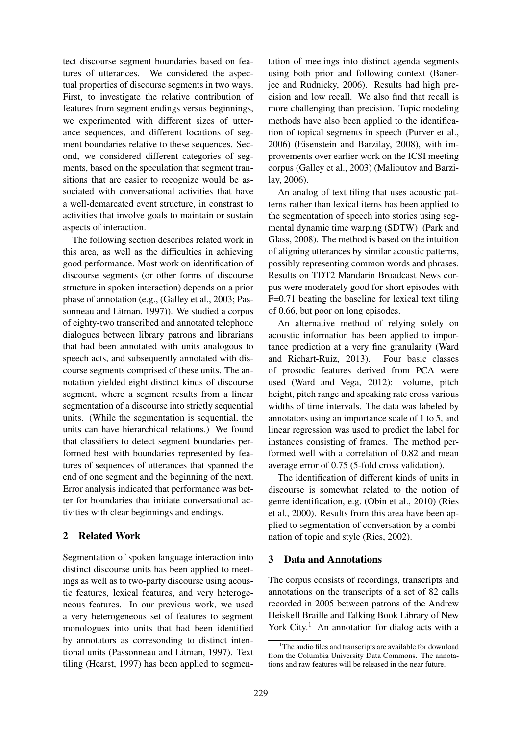tect discourse segment boundaries based on features of utterances. We considered the aspectual properties of discourse segments in two ways. First, to investigate the relative contribution of features from segment endings versus beginnings, we experimented with different sizes of utterance sequences, and different locations of segment boundaries relative to these sequences. Second, we considered different categories of segments, based on the speculation that segment transitions that are easier to recognize would be associated with conversational activities that have a well-demarcated event structure, in constrast to activities that involve goals to maintain or sustain aspects of interaction.

The following section describes related work in this area, as well as the difficulties in achieving good performance. Most work on identification of discourse segments (or other forms of discourse structure in spoken interaction) depends on a prior phase of annotation (e.g., (Galley et al., 2003; Passonneau and Litman, 1997)). We studied a corpus of eighty-two transcribed and annotated telephone dialogues between library patrons and librarians that had been annotated with units analogous to speech acts, and subsequently annotated with discourse segments comprised of these units. The annotation yielded eight distinct kinds of discourse segment, where a segment results from a linear segmentation of a discourse into strictly sequential units. (While the segmentation is sequential, the units can have hierarchical relations.) We found that classifiers to detect segment boundaries performed best with boundaries represented by features of sequences of utterances that spanned the end of one segment and the beginning of the next. Error analysis indicated that performance was better for boundaries that initiate conversational activities with clear beginnings and endings.

## 2 Related Work

Segmentation of spoken language interaction into distinct discourse units has been applied to meetings as well as to two-party discourse using acoustic features, lexical features, and very heterogeneous features. In our previous work, we used a very heterogeneous set of features to segment monologues into units that had been identified by annotators as corresonding to distinct intentional units (Passonneau and Litman, 1997). Text tiling (Hearst, 1997) has been applied to segmentation of meetings into distinct agenda segments using both prior and following context (Banerjee and Rudnicky, 2006). Results had high precision and low recall. We also find that recall is more challenging than precision. Topic modeling methods have also been applied to the identification of topical segments in speech (Purver et al., 2006) (Eisenstein and Barzilay, 2008), with improvements over earlier work on the ICSI meeting corpus (Galley et al., 2003) (Malioutov and Barzilay, 2006).

An analog of text tiling that uses acoustic patterns rather than lexical items has been applied to the segmentation of speech into stories using segmental dynamic time warping (SDTW) (Park and Glass, 2008). The method is based on the intuition of aligning utterances by similar acoustic patterns, possibly representing common words and phrases. Results on TDT2 Mandarin Broadcast News corpus were moderately good for short episodes with F=0.71 beating the baseline for lexical text tiling of 0.66, but poor on long episodes.

An alternative method of relying solely on acoustic information has been applied to importance prediction at a very fine granularity (Ward and Richart-Ruiz, 2013). Four basic classes of prosodic features derived from PCA were used (Ward and Vega, 2012): volume, pitch height, pitch range and speaking rate cross various widths of time intervals. The data was labeled by annotators using an importance scale of 1 to 5, and linear regression was used to predict the label for instances consisting of frames. The method performed well with a correlation of 0.82 and mean average error of 0.75 (5-fold cross validation).

The identification of different kinds of units in discourse is somewhat related to the notion of genre identification, e.g. (Obin et al., 2010) (Ries et al., 2000). Results from this area have been applied to segmentation of conversation by a combination of topic and style (Ries, 2002).

## 3 Data and Annotations

The corpus consists of recordings, transcripts and annotations on the transcripts of a set of 82 calls recorded in 2005 between patrons of the Andrew Heiskell Braille and Talking Book Library of New York City.[1] An annotation for dialog acts with a

[1] The audio files and transcripts are available for download from the Columbia University Data Commons. The annotations and raw features will be released in the near future.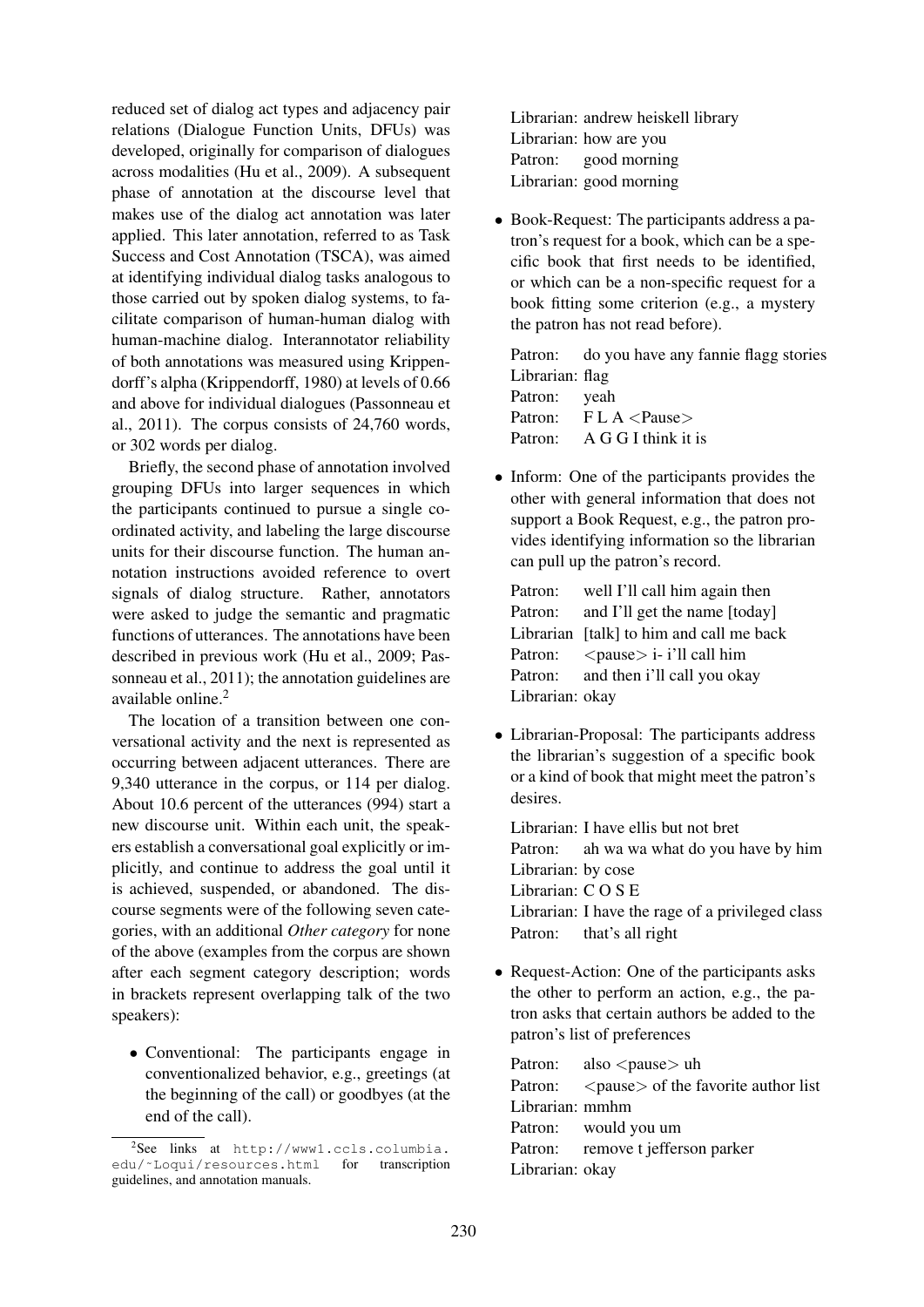reduced set of dialog act types and adjacency pair relations (Dialogue Function Units, DFUs) was developed, originally for comparison of dialogues across modalities (Hu et al., 2009). A subsequent phase of annotation at the discourse level that makes use of the dialog act annotation was later applied. This later annotation, referred to as Task Success and Cost Annotation (TSCA), was aimed at identifying individual dialog tasks analogous to those carried out by spoken dialog systems, to facilitate comparison of human-human dialog with human-machine dialog. Interannotator reliability of both annotations was measured using Krippendorff's alpha (Krippendorff, 1980) at levels of 0.66 and above for individual dialogues (Passonneau et al., 2011). The corpus consists of 24,760 words, or 302 words per dialog.

Briefly, the second phase of annotation involved grouping DFUs into larger sequences in which the participants continued to pursue a single coordinated activity, and labeling the large discourse units for their discourse function. The human annotation instructions avoided reference to overt signals of dialog structure. Rather, annotators were asked to judge the semantic and pragmatic functions of utterances. The annotations have been described in previous work (Hu et al., 2009; Passonneau et al., 2011); the annotation guidelines are available online.[2]

The location of a transition between one conversational activity and the next is represented as occurring between adjacent utterances. There are 9,340 utterance in the corpus, or 114 per dialog. About 10.6 percent of the utterances (994) start a new discourse unit. Within each unit, the speakers establish a conversational goal explicitly or implicitly, and continue to address the goal until it is achieved, suspended, or abandoned. The discourse segments were of the following seven categories, with an additional *Other category* for none of the above (examples from the corpus are shown after each segment category description; words in brackets represent overlapping talk of the two speakers):

- Conventional: The participants engage in conventionalized behavior, e.g., greetings (at the beginning of the call) or goodbyes (at the end of the call).

  Librarian: andrew heiskell library
  Librarian: how are you
  Patron: good morning
  Librarian: good morning

- Book-Request: The participants address a patron's request for a book, which can be a specific book that first needs to be identified, or which can be a non-specific request for a book fitting some criterion (e.g., a mystery the patron has not read before).

  Patron: do you have any fannie flagg stories
  Librarian: flag
  Patron: yeah
  Patron: F L A <Pause>
  Patron: A G G I think it is

- Inform: One of the participants provides the other with general information that does not support a Book Request, e.g., the patron provides identifying information so the librarian can pull up the patron's record.

  Patron: well I'll call him again then
  Patron: and I'll get the name [today]
  Librarian [talk] to him and call me back
  Patron: <pause> i- i'll call him
  Patron: and then i'll call you okay
  Librarian: okay

- Librarian-Proposal: The participants address the librarian's suggestion of a specific book or a kind of book that might meet the patron's desires.

  Librarian: I have ellis but not bret
  Patron: ah wa wa what do you have by him
  Librarian: by cose
  Librarian: C O S E
  Librarian: I have the rage of a privileged class
  Patron: that's all right

- Request-Action: One of the participants asks the other to perform an action, e.g., the patron asks that certain authors be added to the patron's list of preferences

  Patron: also <pause> uh
  Patron: <pause> of the favorite author list
  Librarian: mmhm
  Patron: would you um
  Patron: remove t jefferson parker
  Librarian: okay

[2] See links at http://www1.ccls.columbia.edu/~Loqui/resources.html for transcription guidelines, and annotation manuals.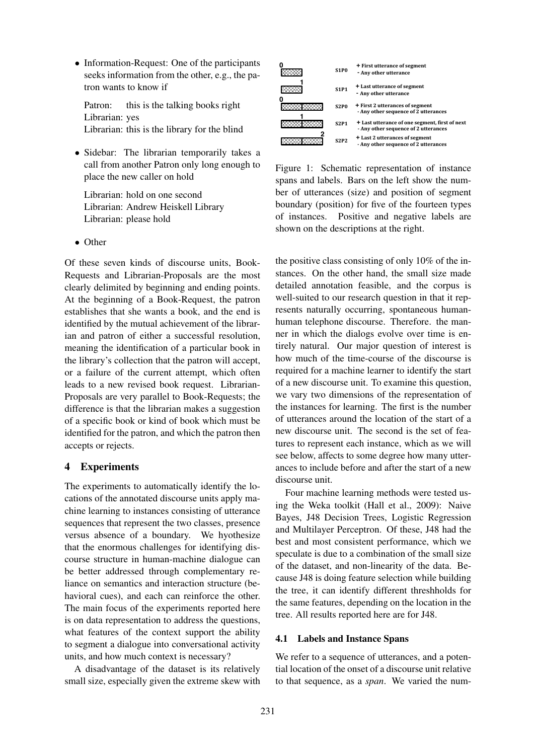- Information-Request: One of the participants seeks information from the other, e.g., the patron wants to know if

  Patron: this is the talking books right
  Librarian: yes
  Librarian: this is the library for the blind

- Sidebar: The librarian temporarily takes a call from another Patron only long enough to place the new caller on hold

  Librarian: hold on one second
  Librarian: Andrew Heiskell Library
  Librarian: please hold

- Other

Of these seven kinds of discourse units, Book-Requests and Librarian-Proposals are the most clearly delimited by beginning and ending points. At the beginning of a Book-Request, the patron establishes that she wants a book, and the end is identified by the mutual achievement of the librarian and patron of either a successful resolution, meaning the identification of a particular book in the library's collection that the patron will accept, or a failure of the current attempt, which often leads to a new revised book request. Librarian-Proposals are very parallel to Book-Requests; the difference is that the librarian makes a suggestion of a specific book or kind of book which must be identified for the patron, and which the patron then accepts or rejects.

## 4 Experiments

The experiments to automatically identify the locations of the annotated discourse units apply machine learning to instances consisting of utterance sequences that represent the two classes, presence versus absence of a boundary. We hyothesize that the enormous challenges for identifying discourse structure in human-machine dialogue can be better addressed through complementary reliance on semantics and interaction structure (behavioral cues), and each can reinforce the other. The main focus of the experiments reported here is on data representation to address the questions, what features of the context support the ability to segment a dialogue into conversational activity units, and how much context is necessary?

A disadvantage of the dataset is its relatively small size, especially given the extreme skew with the positive class consisting of only 10% of the instances. On the other hand, the small size made detailed annotation feasible, and the corpus is well-suited to our research question in that it represents naturally occurring, spontaneous human-human telephone discourse. Therefore. the manner in which the dialogs evolve over time is entirely natural. Our major question of interest is how much of the time-course of the discourse is required for a machine learner to identify the start of a new discourse unit. To examine this question, we vary two dimensions of the representation of the instances for learning. The first is the number of utterances around the location of the start of a new discourse unit. The second is the set of features to represent each instance, which as we will see below, affects to some degree how many utterances to include before and after the start of a new discourse unit.

| | | |
|---|---|---|
| 0 | S1P0 | + First utterance of segment<br>- Any other utterance |
| 1 | S1P1 | + Last utterance of segment<br>- Any other utterance |
| 0 | S2P0 | + First 2 utterances of segment<br>- Any other sequence of 2 utterances |
| 1 | S2P1 | + Last utterance of one segment, first of next<br>- Any other sequence of 2 utterances |
| 2 | S2P2 | + Last 2 utterances of segment<br>- Any other sequence of 2 utterances |

Figure 1: Schematic representation of instance spans and labels. Bars on the left show the number of utterances (size) and position of segment boundary (position) for five of the fourteen types of instances. Positive and negative labels are shown on the descriptions at the right.

Four machine learning methods were tested using the Weka toolkit (Hall et al., 2009): Naive Bayes, J48 Decision Trees, Logistic Regression and Multilayer Perceptron. Of these, J48 had the best and most consistent performance, which we speculate is due to a combination of the small size of the dataset, and non-linearity of the data. Because J48 is doing feature selection while building the tree, it can identify different threshholds for the same features, depending on the location in the tree. All results reported here are for J48.

### 4.1 Labels and Instance Spans

We refer to a sequence of utterances, and a potential location of the onset of a discourse unit relative to that sequence, as a *span*. We varied the num-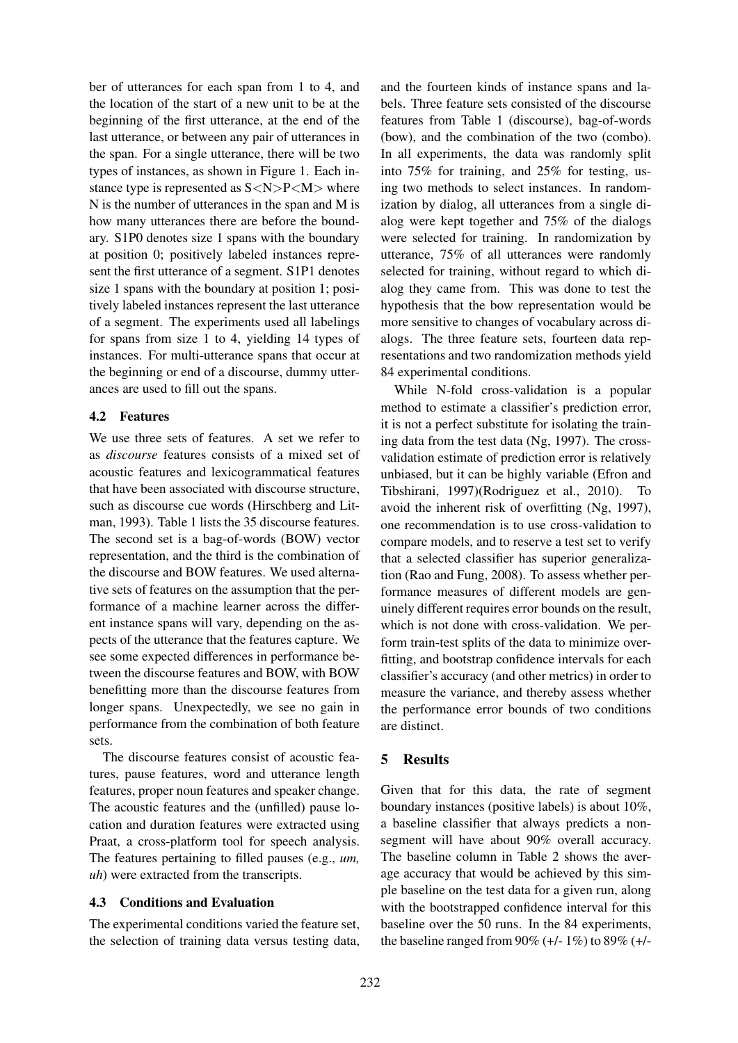ber of utterances for each span from 1 to 4, and the location of the start of a new unit to be at the beginning of the first utterance, at the end of the last utterance, or between any pair of utterances in the span. For a single utterance, there will be two types of instances, as shown in Figure 1. Each instance type is represented as S<N>P<M> where N is the number of utterances in the span and M is how many utterances there are before the boundary. S1P0 denotes size 1 spans with the boundary at position 0; positively labeled instances represent the first utterance of a segment. S1P1 denotes size 1 spans with the boundary at position 1; positively labeled instances represent the last utterance of a segment. The experiments used all labelings for spans from size 1 to 4, yielding 14 types of instances. For multi-utterance spans that occur at the beginning or end of a discourse, dummy utterances are used to fill out the spans.

### 4.2 Features

We use three sets of features. A set we refer to as *discourse* features consists of a mixed set of acoustic features and lexicogrammatical features that have been associated with discourse structure, such as discourse cue words (Hirschberg and Litman, 1993). Table 1 lists the 35 discourse features. The second set is a bag-of-words (BOW) vector representation, and the third is the combination of the discourse and BOW features. We used alternative sets of features on the assumption that the performance of a machine learner across the different instance spans will vary, depending on the aspects of the utterance that the features capture. We see some expected differences in performance between the discourse features and BOW, with BOW benefitting more than the discourse features from longer spans. Unexpectedly, we see no gain in performance from the combination of both feature sets.

The discourse features consist of acoustic features, pause features, word and utterance length features, proper noun features and speaker change. The acoustic features and the (unfilled) pause location and duration features were extracted using Praat, a cross-platform tool for speech analysis. The features pertaining to filled pauses (e.g., *um, uh*) were extracted from the transcripts.

### 4.3 Conditions and Evaluation

The experimental conditions varied the feature set, the selection of training data versus testing data, and the fourteen kinds of instance spans and labels. Three feature sets consisted of the discourse features from Table 1 (discourse), bag-of-words (bow), and the combination of the two (combo). In all experiments, the data was randomly split into 75% for training, and 25% for testing, using two methods to select instances. In randomization by dialog, all utterances from a single dialog were kept together and 75% of the dialogs were selected for training. In randomization by utterance, 75% of all utterances were randomly selected for training, without regard to which dialog they came from. This was done to test the hypothesis that the bow representation would be more sensitive to changes of vocabulary across dialogs. The three feature sets, fourteen data representations and two randomization methods yield 84 experimental conditions.

While N-fold cross-validation is a popular method to estimate a classifier's prediction error, it is not a perfect substitute for isolating the training data from the test data (Ng, 1997). The cross-validation estimate of prediction error is relatively unbiased, but it can be highly variable (Efron and Tibshirani, 1997)(Rodriguez et al., 2010). To avoid the inherent risk of overfitting (Ng, 1997), one recommendation is to use cross-validation to compare models, and to reserve a test set to verify that a selected classifier has superior generalization (Rao and Fung, 2008). To assess whether performance measures of different models are genuinely different requires error bounds on the result, which is not done with cross-validation. We perform train-test splits of the data to minimize overfitting, and bootstrap confidence intervals for each classifier's accuracy (and other metrics) in order to measure the variance, and thereby assess whether the performance error bounds of two conditions are distinct.

## 5 Results

Given that for this data, the rate of segment boundary instances (positive labels) is about 10%, a baseline classifier that always predicts a non-segment will have about 90% overall accuracy. The baseline column in Table 2 shows the average accuracy that would be achieved by this simple baseline on the test data for a given run, along with the bootstrapped confidence interval for this baseline over the 50 runs. In the 84 experiments, the baseline ranged from 90% (+/- 1%) to 89% (+/-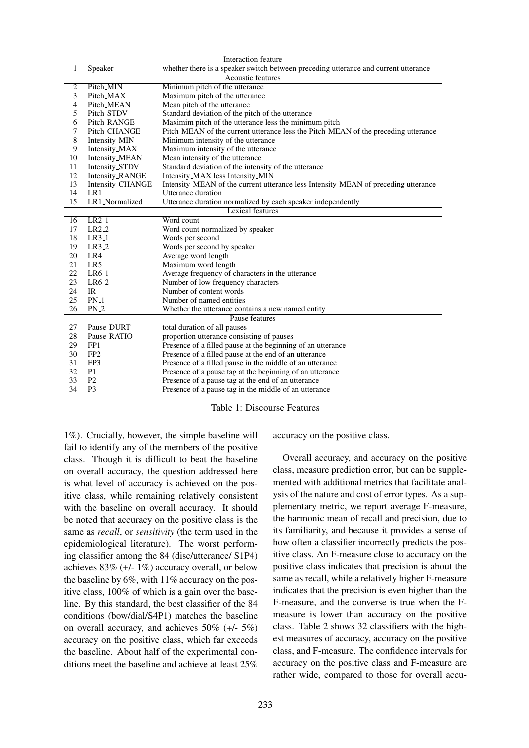| | | Interaction feature |
|---|---|---|
| 1 | Speaker | whether there is a speaker switch between preceding utterance and current utterance |
| | | **Acoustic features** |
| 2 | Pitch_MIN | Minimum pitch of the utterance |
| 3 | Pitch_MAX | Maximum pitch of the utterance |
| 4 | Pitch_MEAN | Mean pitch of the utterance |
| 5 | Pitch_STDV | Standard deviation of the pitch of the utterance |
| 6 | Pitch_RANGE | Maximim pitch of the utterance less the minimum pitch |
| 7 | Pitch_CHANGE | Pitch_MEAN of the current utterance less the Pitch_MEAN of the preceding utterance |
| 8 | Intensity_MIN | Minimum intensity of the utterance |
| 9 | Intensity_MAX | Maximum intensity of the utterance |
| 10 | Intensity_MEAN | Mean intensity of the utterance |
| 11 | Intensity_STDV | Standard deviation of the intensity of the utterance |
| 12 | Intensity_RANGE | Intensity_MAX less Intensity_MIN |
| 13 | Intensity_CHANGE | Intensity_MEAN of the current utterance less Intensity_MEAN of preceding utterance |
| 14 | LR1 | Utterance duration |
| 15 | LR1_Normalized | Utterance duration normalized by each speaker independently |
| | | **Lexical features** |
| 16 | LR2_1 | Word count |
| 17 | LR2_2 | Word count normalized by speaker |
| 18 | LR3_1 | Words per second |
| 19 | LR3_2 | Words per second by speaker |
| 20 | LR4 | Average word length |
| 21 | LR5 | Maximum word length |
| 22 | LR6_1 | Average frequency of characters in the utterance |
| 23 | LR6_2 | Number of low frequency characters |
| 24 | IR | Number of content words |
| 25 | PN_1 | Number of named entities |
| 26 | PN_2 | Whether the utterance contains a new named entity |
| | | **Pause features** |
| 27 | Pause_DURT | total duration of all pauses |
| 28 | Pause_RATIO | proportion utterance consisting of pauses |
| 29 | FP1 | Presence of a filled pause at the beginning of an utterance |
| 30 | FP2 | Presence of a filled pause at the end of an utterance |
| 31 | FP3 | Presence of a filled pause in the middle of an utterance |
| 32 | P1 | Presence of a pause tag at the beginning of an utterance |
| 33 | P2 | Presence of a pause tag at the end of an utterance |
| 34 | P3 | Presence of a pause tag in the middle of an utterance |

Table 1: Discourse Features

1%). Crucially, however, the simple baseline will fail to identify any of the members of the positive class. Though it is difficult to beat the baseline on overall accuracy, the question addressed here is what level of accuracy is achieved on the positive class, while remaining relatively consistent with the baseline on overall accuracy. It should be noted that accuracy on the positive class is the same as *recall*, or *sensitivity* (the term used in the epidemiological literature). The worst performing classifier among the 84 (disc/utterance/ S1P4) achieves 83% (+/- 1%) accuracy overall, or below the baseline by 6%, with 11% accuracy on the positive class, 100% of which is a gain over the baseline. By this standard, the best classifier of the 84 conditions (bow/dial/S4P1) matches the baseline on overall accuracy, and achieves 50% (+/- 5%) accuracy on the positive class, which far exceeds the baseline. About half of the experimental conditions meet the baseline and achieve at least 25% accuracy on the positive class.

Overall accuracy, and accuracy on the positive class, measure prediction error, but can be supplemented with additional metrics that facilitate analysis of the nature and cost of error types. As a supplementary metric, we report average F-measure, the harmonic mean of recall and precision, due to its familiarity, and because it provides a sense of how often a classifier incorrectly predicts the positive class. An F-measure close to accuracy on the positive class indicates that precision is about the same as recall, while a relatively higher F-measure indicates that the precision is even higher than the F-measure, and the converse is true when the F-measure is lower than accuracy on the positive class. Table 2 shows 32 classifiers with the highest measures of accuracy, accuracy on the positive class, and F-measure. The confidence intervals for accuracy on the positive class and F-measure are rather wide, compared to those for overall accu-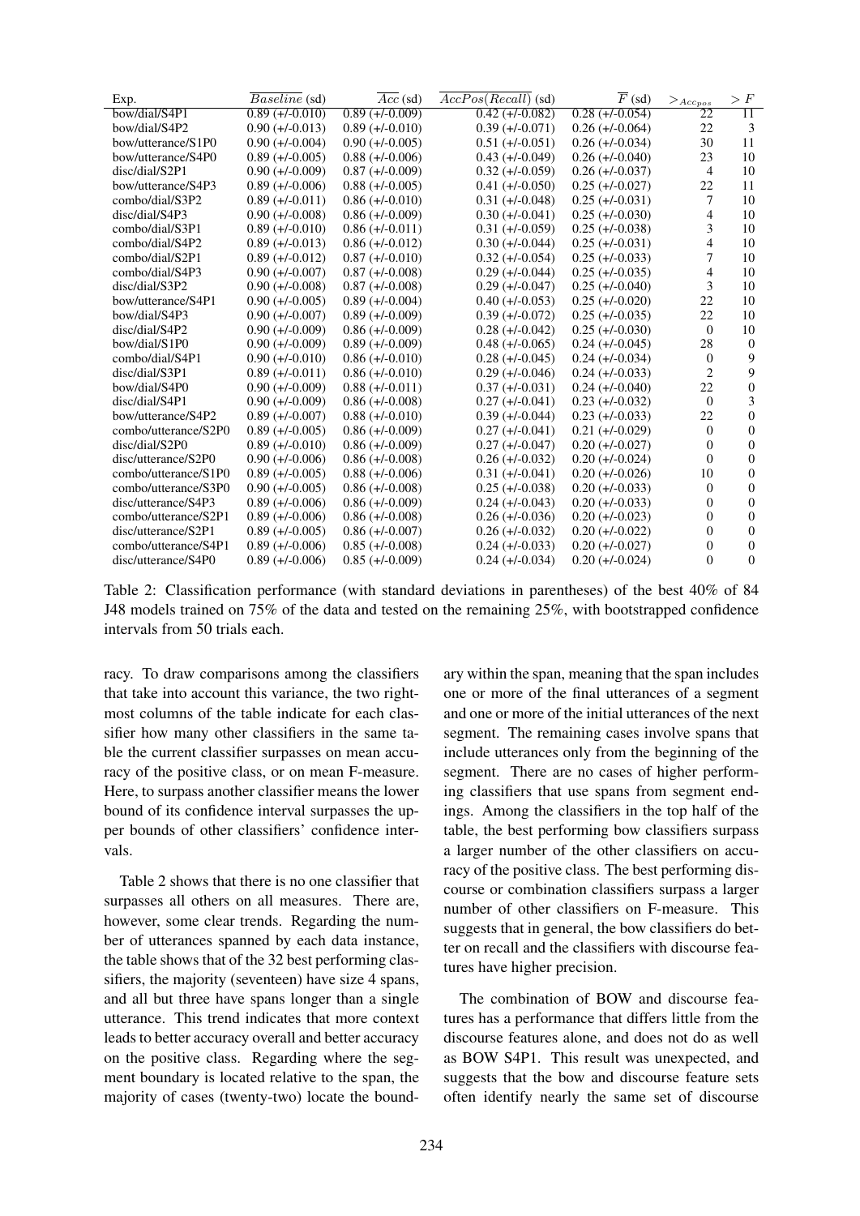| Exp. | $\overline{Baseline}$ (sd) | $\overline{Acc}$ (sd) | $\overline{AccPos(Recall)}$ (sd) | $\overline{F}$ (sd) | $>_{Acc_{pos}}$ | $> F$ |
|---|---|---|---|---|---|---|
| bow/dial/S4P1 | 0.89 (+/-0.010) | 0.89 (+/-0.009) | 0.42 (+/-0.082) | 0.28 (+/-0.054) | 22 | 11 |
| bow/dial/S4P2 | 0.90 (+/-0.013) | 0.89 (+/-0.010) | 0.39 (+/-0.071) | 0.26 (+/-0.064) | 22 | 3 |
| bow/utterance/S1P0 | 0.90 (+/-0.004) | 0.90 (+/-0.005) | 0.51 (+/-0.051) | 0.26 (+/-0.034) | 30 | 11 |
| bow/utterance/S4P0 | 0.89 (+/-0.005) | 0.88 (+/-0.006) | 0.43 (+/-0.049) | 0.26 (+/-0.040) | 23 | 10 |
| disc/dial/S2P1 | 0.90 (+/-0.009) | 0.87 (+/-0.009) | 0.32 (+/-0.059) | 0.26 (+/-0.037) | 4 | 10 |
| bow/utterance/S4P3 | 0.89 (+/-0.006) | 0.88 (+/-0.005) | 0.41 (+/-0.050) | 0.25 (+/-0.027) | 22 | 11 |
| combo/dial/S3P2 | 0.89 (+/-0.011) | 0.86 (+/-0.010) | 0.31 (+/-0.048) | 0.25 (+/-0.031) | 7 | 10 |
| disc/dial/S4P3 | 0.90 (+/-0.008) | 0.86 (+/-0.009) | 0.30 (+/-0.041) | 0.25 (+/-0.030) | 4 | 10 |
| combo/dial/S3P1 | 0.89 (+/-0.010) | 0.86 (+/-0.011) | 0.31 (+/-0.059) | 0.25 (+/-0.038) | 3 | 10 |
| combo/dial/S4P2 | 0.89 (+/-0.013) | 0.86 (+/-0.012) | 0.30 (+/-0.044) | 0.25 (+/-0.031) | 4 | 10 |
| combo/dial/S2P1 | 0.89 (+/-0.012) | 0.87 (+/-0.010) | 0.32 (+/-0.054) | 0.25 (+/-0.033) | 7 | 10 |
| combo/dial/S4P3 | 0.90 (+/-0.007) | 0.87 (+/-0.008) | 0.29 (+/-0.044) | 0.25 (+/-0.035) | 4 | 10 |
| disc/dial/S3P2 | 0.90 (+/-0.008) | 0.87 (+/-0.008) | 0.29 (+/-0.047) | 0.25 (+/-0.040) | 3 | 10 |
| bow/utterance/S4P1 | 0.90 (+/-0.005) | 0.89 (+/-0.004) | 0.40 (+/-0.053) | 0.25 (+/-0.020) | 22 | 10 |
| bow/dial/S4P3 | 0.90 (+/-0.007) | 0.89 (+/-0.009) | 0.39 (+/-0.072) | 0.25 (+/-0.035) | 22 | 10 |
| disc/dial/S4P2 | 0.90 (+/-0.009) | 0.86 (+/-0.009) | 0.28 (+/-0.042) | 0.25 (+/-0.030) | 0 | 10 |
| bow/dial/S1P0 | 0.90 (+/-0.009) | 0.89 (+/-0.009) | 0.48 (+/-0.065) | 0.24 (+/-0.045) | 28 | 0 |
| combo/dial/S4P1 | 0.90 (+/-0.010) | 0.86 (+/-0.010) | 0.28 (+/-0.045) | 0.24 (+/-0.034) | 0 | 9 |
| disc/dial/S3P1 | 0.89 (+/-0.011) | 0.86 (+/-0.010) | 0.29 (+/-0.046) | 0.24 (+/-0.033) | 2 | 9 |
| bow/dial/S4P0 | 0.90 (+/-0.009) | 0.88 (+/-0.011) | 0.37 (+/-0.031) | 0.24 (+/-0.040) | 22 | 0 |
| disc/dial/S4P1 | 0.90 (+/-0.009) | 0.86 (+/-0.008) | 0.27 (+/-0.041) | 0.23 (+/-0.032) | 0 | 3 |
| bow/utterance/S4P2 | 0.89 (+/-0.007) | 0.88 (+/-0.010) | 0.39 (+/-0.044) | 0.23 (+/-0.033) | 22 | 0 |
| combo/utterance/S2P0 | 0.89 (+/-0.005) | 0.86 (+/-0.009) | 0.27 (+/-0.041) | 0.21 (+/-0.029) | 0 | 0 |
| disc/dial/S2P0 | 0.89 (+/-0.010) | 0.86 (+/-0.009) | 0.27 (+/-0.047) | 0.20 (+/-0.027) | 0 | 0 |
| disc/utterance/S2P0 | 0.90 (+/-0.006) | 0.86 (+/-0.008) | 0.26 (+/-0.032) | 0.20 (+/-0.024) | 0 | 0 |
| combo/utterance/S1P0 | 0.89 (+/-0.005) | 0.88 (+/-0.006) | 0.31 (+/-0.041) | 0.20 (+/-0.026) | 10 | 0 |
| combo/utterance/S3P0 | 0.90 (+/-0.005) | 0.86 (+/-0.008) | 0.25 (+/-0.038) | 0.20 (+/-0.033) | 0 | 0 |
| disc/utterance/S4P3 | 0.89 (+/-0.006) | 0.86 (+/-0.009) | 0.24 (+/-0.043) | 0.20 (+/-0.033) | 0 | 0 |
| combo/utterance/S2P1 | 0.89 (+/-0.006) | 0.86 (+/-0.008) | 0.26 (+/-0.036) | 0.20 (+/-0.023) | 0 | 0 |
| disc/utterance/S2P1 | 0.89 (+/-0.005) | 0.86 (+/-0.007) | 0.26 (+/-0.032) | 0.20 (+/-0.022) | 0 | 0 |
| combo/utterance/S4P1 | 0.89 (+/-0.006) | 0.85 (+/-0.008) | 0.24 (+/-0.033) | 0.20 (+/-0.027) | 0 | 0 |
| disc/utterance/S4P0 | 0.89 (+/-0.006) | 0.85 (+/-0.009) | 0.24 (+/-0.034) | 0.20 (+/-0.024) | 0 | 0 |

Table 2: Classification performance (with standard deviations in parentheses) of the best 40% of 84 J48 models trained on 75% of the data and tested on the remaining 25%, with bootstrapped confidence intervals from 50 trials each.

racy. To draw comparisons among the classifiers that take into account this variance, the two rightmost columns of the table indicate for each classifier how many other classifiers in the same table the current classifier surpasses on mean accuracy of the positive class, or on mean F-measure. Here, to surpass another classifier means the lower bound of its confidence interval surpasses the upper bounds of other classifiers' confidence intervals.

Table 2 shows that there is no one classifier that surpasses all others on all measures. There are, however, some clear trends. Regarding the number of utterances spanned by each data instance, the table shows that of the 32 best performing classifiers, the majority (seventeen) have size 4 spans, and all but three have spans longer than a single utterance. This trend indicates that more context leads to better accuracy overall and better accuracy on the positive class. Regarding where the segment boundary is located relative to the span, the majority of cases (twenty-two) locate the boundary within the span, meaning that the span includes one or more of the final utterances of a segment and one or more of the initial utterances of the next segment. The remaining cases involve spans that include utterances only from the beginning of the segment. There are no cases of higher performing classifiers that use spans from segment endings. Among the classifiers in the top half of the table, the best performing bow classifiers surpass a larger number of the other classifiers on accuracy of the positive class. The best performing discourse or combination classifiers surpass a larger number of other classifiers on F-measure. This suggests that in general, the bow classifiers do better on recall and the classifiers with discourse features have higher precision.

The combination of BOW and discourse features has a performance that differs little from the discourse features alone, and does not do as well as BOW S4P1. This result was unexpected, and suggests that the bow and discourse feature sets often identify nearly the same set of discourse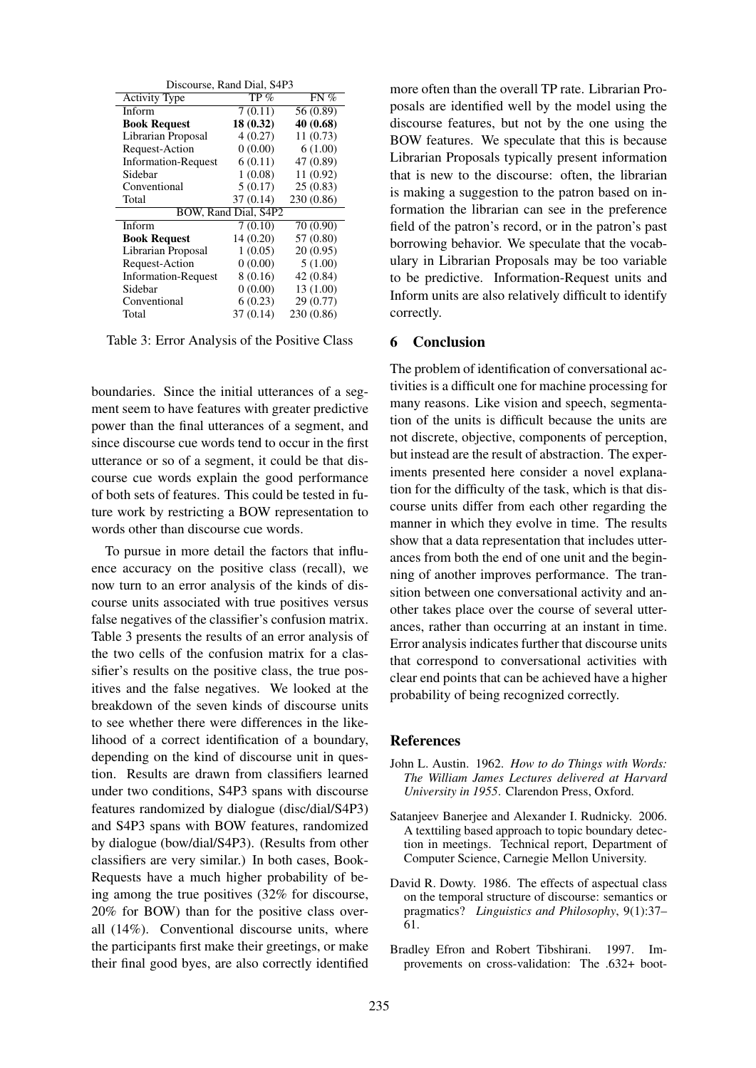| Discourse, Rand Dial, S4P3 | | |
|---|---|---|
| Activity Type | TP % | FN % |
| Inform | 7 (0.11) | 56 (0.89) |
| **Book Request** | **18 (0.32)** | **40 (0.68)** |
| Librarian Proposal | 4 (0.27) | 11 (0.73) |
| Request-Action | 0 (0.00) | 6 (1.00) |
| Information-Request | 6 (0.11) | 47 (0.89) |
| Sidebar | 1 (0.08) | 11 (0.92) |
| Conventional | 5 (0.17) | 25 (0.83) |
| Total | 37 (0.14) | 230 (0.86) |
| BOW, Rand Dial, S4P2 | | |
| Inform | 7 (0.10) | 70 (0.90) |
| **Book Request** | 14 (0.20) | 57 (0.80) |
| Librarian Proposal | 1 (0.05) | 20 (0.95) |
| Request-Action | 0 (0.00) | 5 (1.00) |
| Information-Request | 8 (0.16) | 42 (0.84) |
| Sidebar | 0 (0.00) | 13 (1.00) |
| Conventional | 6 (0.23) | 29 (0.77) |
| Total | 37 (0.14) | 230 (0.86) |

Table 3: Error Analysis of the Positive Class

boundaries. Since the initial utterances of a segment seem to have features with greater predictive power than the final utterances of a segment, and since discourse cue words tend to occur in the first utterance or so of a segment, it could be that discourse cue words explain the good performance of both sets of features. This could be tested in future work by restricting a BOW representation to words other than discourse cue words.

To pursue in more detail the factors that influence accuracy on the positive class (recall), we now turn to an error analysis of the kinds of discourse units associated with true positives versus false negatives of the classifier's confusion matrix. Table 3 presents the results of an error analysis of the two cells of the confusion matrix for a classifier's results on the positive class, the true positives and the false negatives. We looked at the breakdown of the seven kinds of discourse units to see whether there were differences in the likelihood of a correct identification of a boundary, depending on the kind of discourse unit in question. Results are drawn from classifiers learned under two conditions, S4P3 spans with discourse features randomized by dialogue (disc/dial/S4P3) and S4P3 spans with BOW features, randomized by dialogue (bow/dial/S4P3). (Results from other classifiers are very similar.) In both cases, Book-Requests have a much higher probability of being among the true positives (32% for discourse, 20% for BOW) than for the positive class overall (14%). Conventional discourse units, where the participants first make their greetings, or make their final good byes, are also correctly identified more often than the overall TP rate. Librarian Proposals are identified well by the model using the discourse features, but not by the one using the BOW features. We speculate that this is because Librarian Proposals typically present information that is new to the discourse: often, the librarian is making a suggestion to the patron based on information the librarian can see in the preference field of the patron's record, or in the patron's past borrowing behavior. We speculate that the vocabulary in Librarian Proposals may be too variable to be predictive. Information-Request units and Inform units are also relatively difficult to identify correctly.

## 6 Conclusion

The problem of identification of conversational activities is a difficult one for machine processing for many reasons. Like vision and speech, segmentation of the units is difficult because the units are not discrete, objective, components of perception, but instead are the result of abstraction. The experiments presented here consider a novel explanation for the difficulty of the task, which is that discourse units differ from each other regarding the manner in which they evolve in time. The results show that a data representation that includes utterances from both the end of one unit and the beginning of another improves performance. The transition between one conversational activity and another takes place over the course of several utterances, rather than occurring at an instant in time. Error analysis indicates further that discourse units that correspond to conversational activities with clear end points that can be achieved have a higher probability of being recognized correctly.

## References

John L. Austin. 1962. *How to do Things with Words: The William James Lectures delivered at Harvard University in 1955*. Clarendon Press, Oxford.

Satanjeev Banerjee and Alexander I. Rudnicky. 2006. A texttiling based approach to topic boundary detection in meetings. Technical report, Department of Computer Science, Carnegie Mellon University.

David R. Dowty. 1986. The effects of aspectual class on the temporal structure of discourse: semantics or pragmatics? *Linguistics and Philosophy*, 9(1):37–61.

Bradley Efron and Robert Tibshirani. 1997. Improvements on cross-validation: The .632+ boot-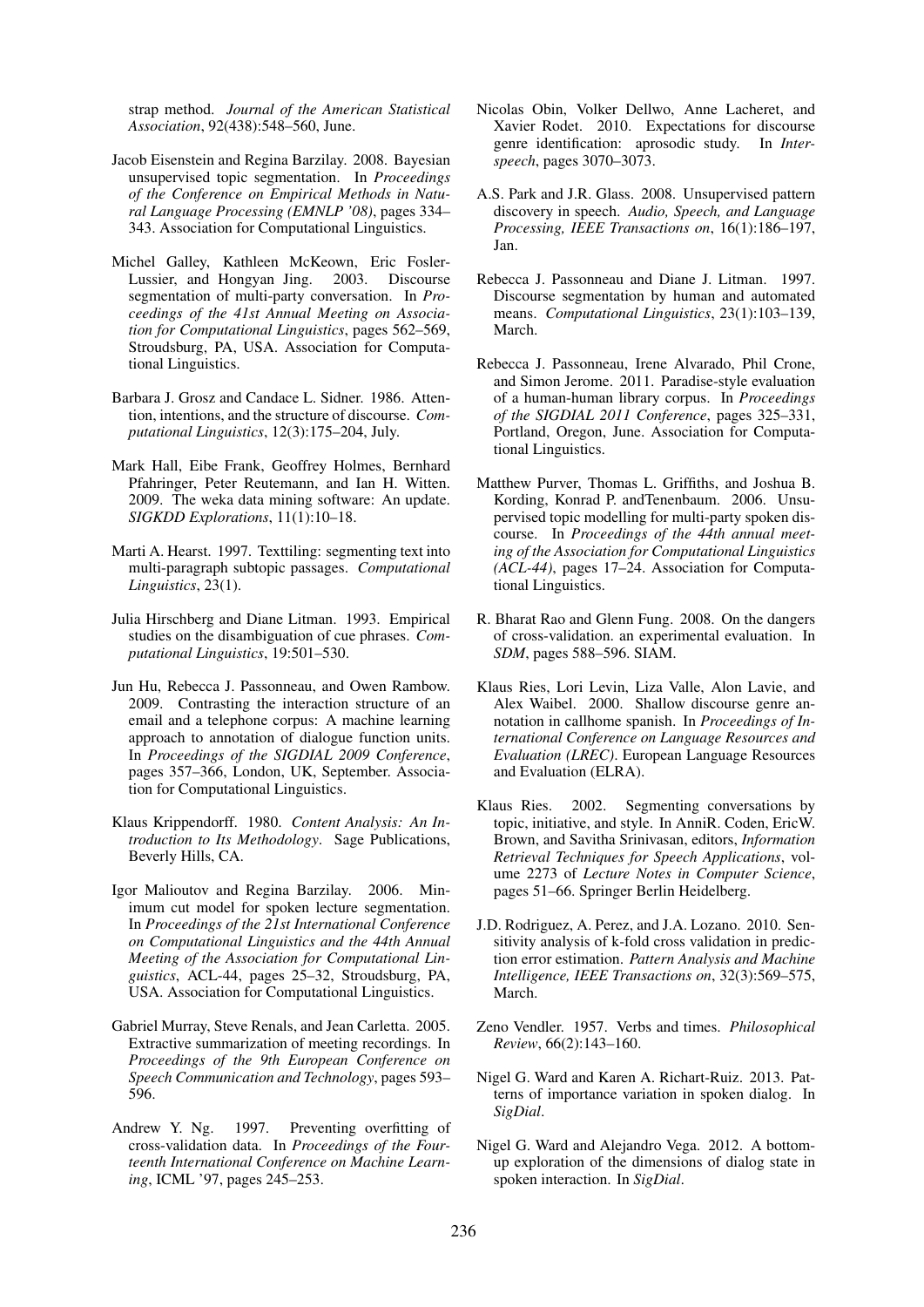strap method. *Journal of the American Statistical Association*, 92(438):548–560, June.

Jacob Eisenstein and Regina Barzilay. 2008. Bayesian unsupervised topic segmentation. In *Proceedings of the Conference on Empirical Methods in Natural Language Processing (EMNLP '08)*, pages 334–343. Association for Computational Linguistics.

Michel Galley, Kathleen McKeown, Eric Fosler-Lussier, and Hongyan Jing. 2003. Discourse segmentation of multi-party conversation. In *Proceedings of the 41st Annual Meeting on Association for Computational Linguistics*, pages 562–569, Stroudsburg, PA, USA. Association for Computational Linguistics.

Barbara J. Grosz and Candace L. Sidner. 1986. Attention, intentions, and the structure of discourse. *Computational Linguistics*, 12(3):175–204, July.

Mark Hall, Eibe Frank, Geoffrey Holmes, Bernhard Pfahringer, Peter Reutemann, and Ian H. Witten. 2009. The weka data mining software: An update. *SIGKDD Explorations*, 11(1):10–18.

Marti A. Hearst. 1997. Texttiling: segmenting text into multi-paragraph subtopic passages. *Computational Linguistics*, 23(1).

Julia Hirschberg and Diane Litman. 1993. Empirical studies on the disambiguation of cue phrases. *Computational Linguistics*, 19:501–530.

Jun Hu, Rebecca J. Passonneau, and Owen Rambow. 2009. Contrasting the interaction structure of an email and a telephone corpus: A machine learning approach to annotation of dialogue function units. In *Proceedings of the SIGDIAL 2009 Conference*, pages 357–366, London, UK, September. Association for Computational Linguistics.

Klaus Krippendorff. 1980. *Content Analysis: An Introduction to Its Methodology*. Sage Publications, Beverly Hills, CA.

Igor Malioutov and Regina Barzilay. 2006. Minimum cut model for spoken lecture segmentation. In *Proceedings of the 21st International Conference on Computational Linguistics and the 44th Annual Meeting of the Association for Computational Linguistics*, ACL-44, pages 25–32, Stroudsburg, PA, USA. Association for Computational Linguistics.

Gabriel Murray, Steve Renals, and Jean Carletta. 2005. Extractive summarization of meeting recordings. In *Proceedings of the 9th European Conference on Speech Communication and Technology*, pages 593–596.

Andrew Y. Ng. 1997. Preventing overfitting of cross-validation data. In *Proceedings of the Fourteenth International Conference on Machine Learning*, ICML '97, pages 245–253.

Nicolas Obin, Volker Dellwo, Anne Lacheret, and Xavier Rodet. 2010. Expectations for discourse genre identification: aprosodic study. In *Interspeech*, pages 3070–3073.

A.S. Park and J.R. Glass. 2008. Unsupervised pattern discovery in speech. *Audio, Speech, and Language Processing, IEEE Transactions on*, 16(1):186–197, Jan.

Rebecca J. Passonneau and Diane J. Litman. 1997. Discourse segmentation by human and automated means. *Computational Linguistics*, 23(1):103–139, March.

Rebecca J. Passonneau, Irene Alvarado, Phil Crone, and Simon Jerome. 2011. Paradise-style evaluation of a human-human library corpus. In *Proceedings of the SIGDIAL 2011 Conference*, pages 325–331, Portland, Oregon, June. Association for Computational Linguistics.

Matthew Purver, Thomas L. Griffiths, and Joshua B. Kording, Konrad P. andTenenbaum. 2006. Unsupervised topic modelling for multi-party spoken discourse. In *Proceedings of the 44th annual meeting of the Association for Computational Linguistics (ACL-44)*, pages 17–24. Association for Computational Linguistics.

R. Bharat Rao and Glenn Fung. 2008. On the dangers of cross-validation. an experimental evaluation. In *SDM*, pages 588–596. SIAM.

Klaus Ries, Lori Levin, Liza Valle, Alon Lavie, and Alex Waibel. 2000. Shallow discourse genre annotation in callhome spanish. In *Proceedings of International Conference on Language Resources and Evaluation (LREC)*. European Language Resources and Evaluation (ELRA).

Klaus Ries. 2002. Segmenting conversations by topic, initiative, and style. In AnniR. Coden, EricW. Brown, and Savitha Srinivasan, editors, *Information Retrieval Techniques for Speech Applications*, volume 2273 of *Lecture Notes in Computer Science*, pages 51–66. Springer Berlin Heidelberg.

J.D. Rodriguez, A. Perez, and J.A. Lozano. 2010. Sensitivity analysis of k-fold cross validation in prediction error estimation. *Pattern Analysis and Machine Intelligence, IEEE Transactions on*, 32(3):569–575, March.

Zeno Vendler. 1957. Verbs and times. *Philosophical Review*, 66(2):143–160.

Nigel G. Ward and Karen A. Richart-Ruiz. 2013. Patterns of importance variation in spoken dialog. In *SigDial*.

Nigel G. Ward and Alejandro Vega. 2012. A bottom-up exploration of the dimensions of dialog state in spoken interaction. In *SigDial*.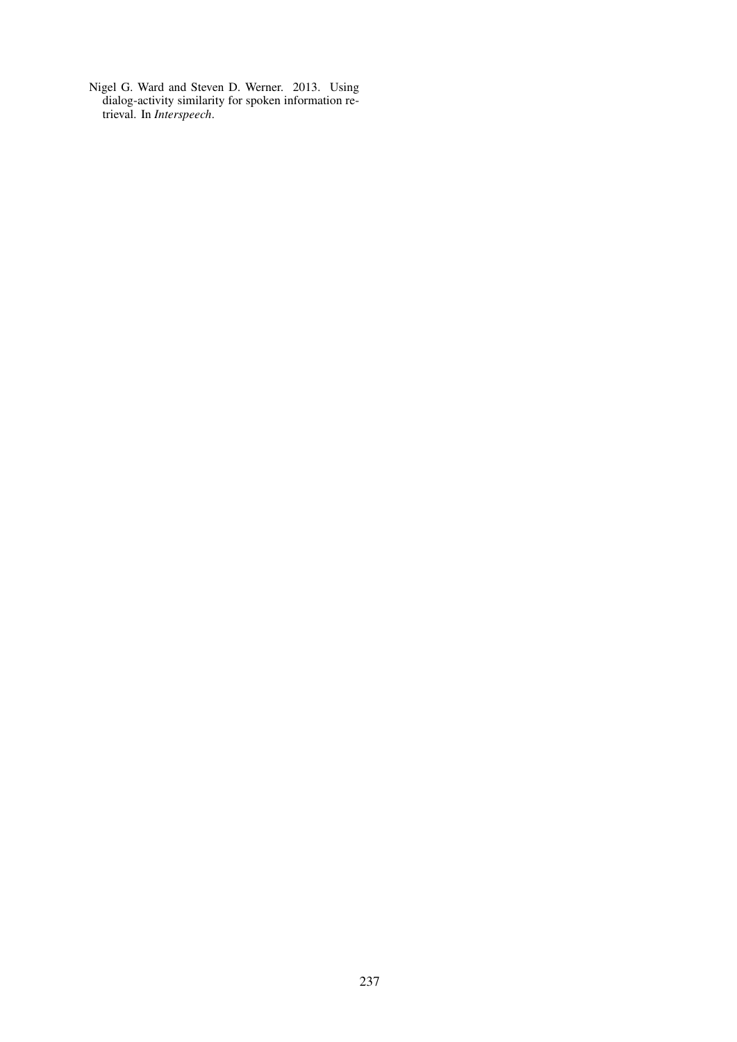Nigel G. Ward and Steven D. Werner. 2013. Using dialog-activity similarity for spoken information retrieval. In *Interspeech*.